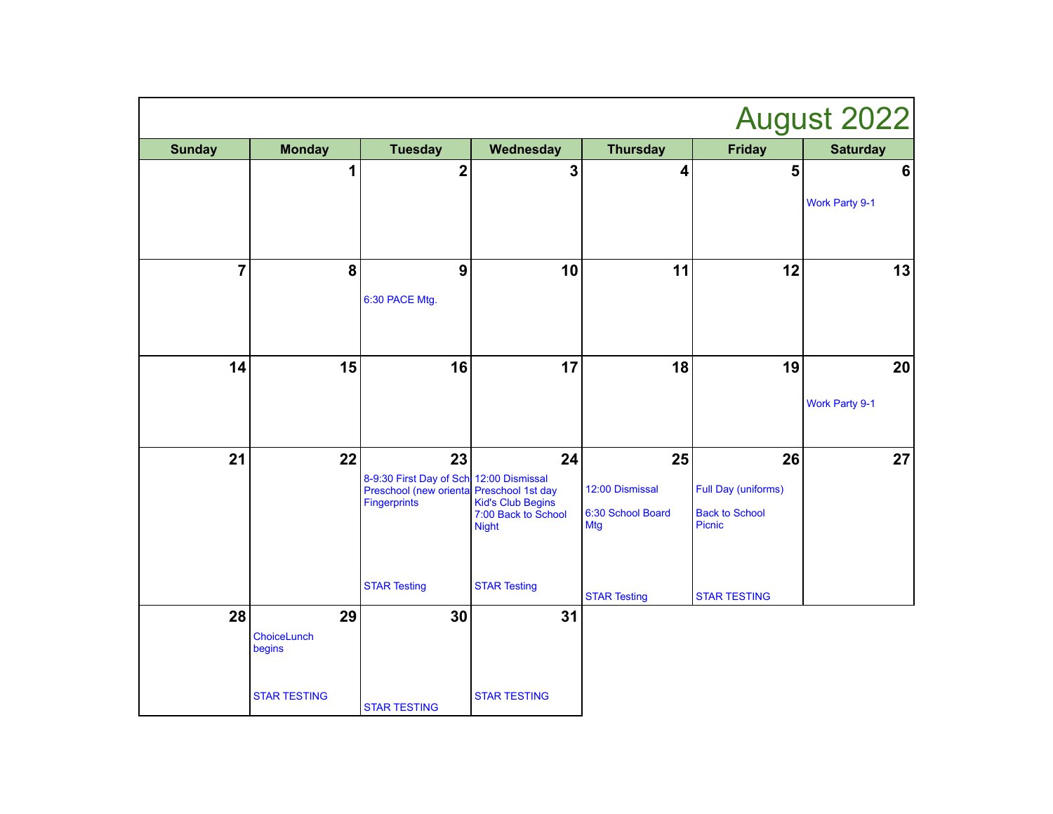# August 2022

| Sunday | Monday | Tuesday | Wednesday | Thursday | Friday | Saturday |
|---|---|---|---|---|---|---|
| | 1 | 2 | 3 | 4 | 5 | 6<br>Work Party 9-1 |
| 7 | 8 | 9<br>6:30 PACE Mtg. | 10 | 11 | 12 | 13 |
| 14 | 15 | 16 | 17 | 18 | 19 | 20<br>Work Party 9-1 |
| 21 | 22 | 23<br>8-9:30 First Day of Sch<br>Preschool (new orienta<br>Fingerprints<br>STAR Testing | 24<br>12:00 Dismissal<br>Preschool 1st day<br>Kid's Club Begins<br>7:00 Back to School Night<br>STAR Testing | 25<br>12:00 Dismissal<br>6:30 School Board Mtg<br>STAR Testing | 26<br>Full Day (uniforms)<br>Back to School Picnic<br>STAR TESTING | 27 |
| 28 | 29<br>ChoiceLunch begins<br>STAR TESTING | 30<br>STAR TESTING | 31<br>STAR TESTING | | | |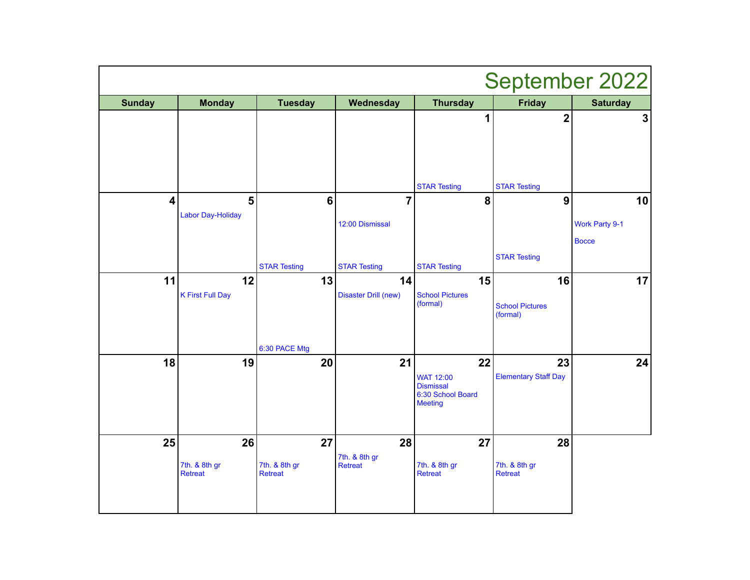# September 2022

| Sunday | Monday | Tuesday | Wednesday | Thursday | Friday | Saturday |
|---|---|---|---|---|---|---|
| | | | | 1<br>STAR Testing | 2<br>STAR Testing | 3 |
| 4 | 5<br>Labor Day-Holiday | 6<br>STAR Testing | 7<br>12:00 Dismissal<br>STAR Testing | 8<br>STAR Testing | 9<br>STAR Testing | 10<br>Work Party 9-1<br>Bocce |
| 11 | 12<br>K First Full Day | 13<br>6:30 PACE Mtg | 14<br>Disaster Drill (new) | 15<br>School Pictures (formal) | 16<br>School Pictures (formal) | 17 |
| 18 | 19 | 20 | 21 | 22<br>WAT 12:00 Dismissal<br>6:30 School Board Meeting | 23<br>Elementary Staff Day | 24 |
| 25 | 26<br>7th. & 8th gr Retreat | 27<br>7th. & 8th gr Retreat | 28<br>7th. & 8th gr Retreat | 27<br>7th. & 8th gr Retreat | 28<br>7th. & 8th gr Retreat | |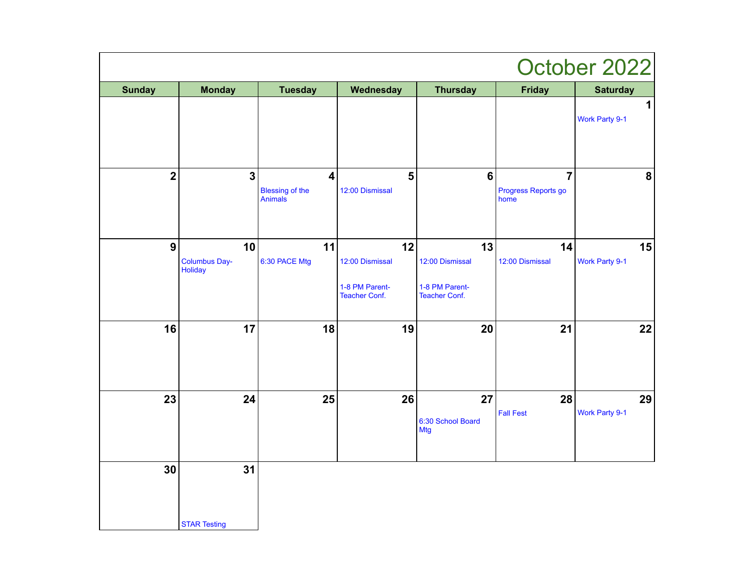# October 2022

| Sunday | Monday | Tuesday | Wednesday | Thursday | Friday | Saturday |
|---|---|---|---|---|---|---|
| | | | | | | **1** Work Party 9-1 |
| **2** | **3** | **4** Blessing of the Animals | **5** 12:00 Dismissal | **6** | **7** Progress Reports go home | **8** |
| **9** | **10** Columbus Day-Holiday | **11** 6:30 PACE Mtg | **12** 12:00 Dismissal<br><br>1-8 PM Parent-Teacher Conf. | **13** 12:00 Dismissal<br><br>1-8 PM Parent-Teacher Conf. | **14** 12:00 Dismissal | **15** Work Party 9-1 |
| **16** | **17** | **18** | **19** | **20** | **21** | **22** |
| **23** | **24** | **25** | **26** | **27** 6:30 School Board Mtg | **28** Fall Fest | **29** Work Party 9-1 |
| **30** | **31** STAR Testing | | | | | |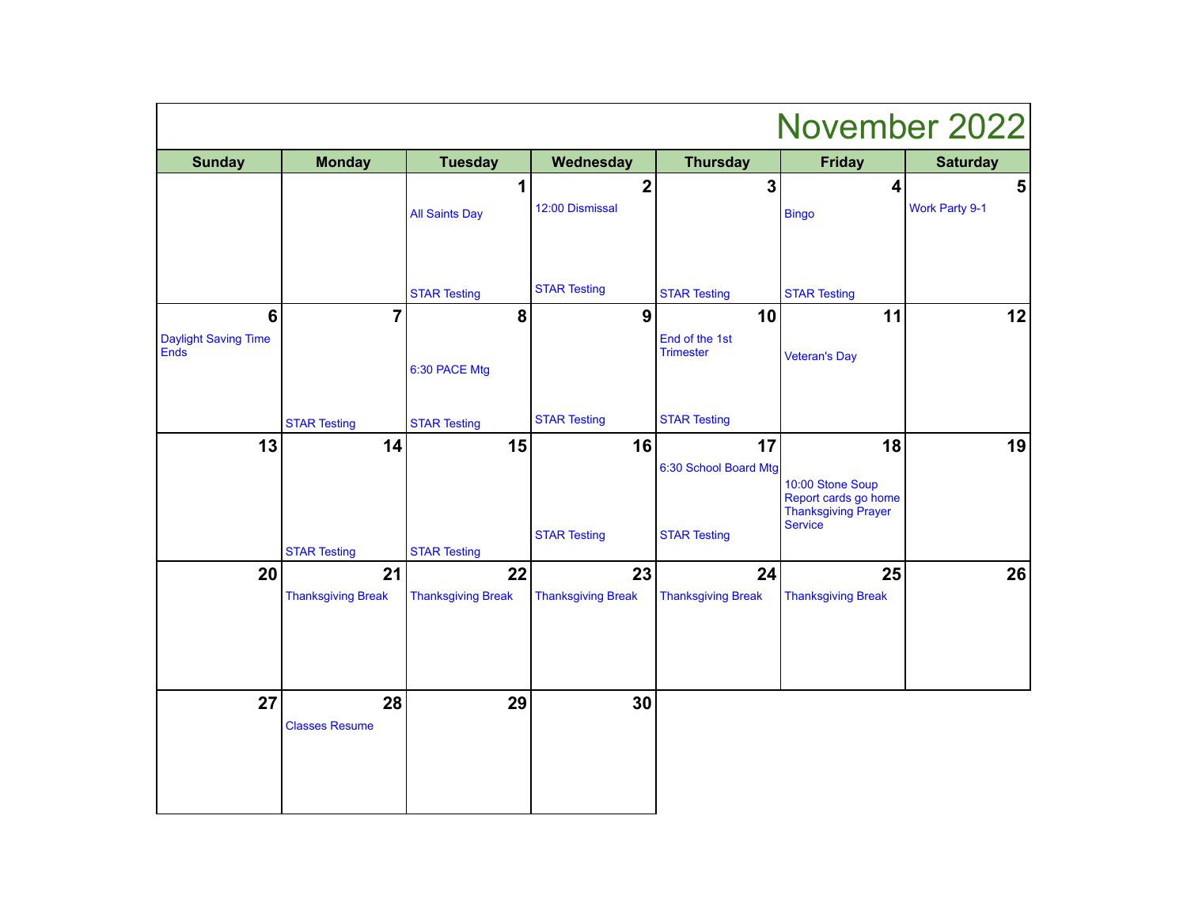# November 2022

| Sunday | Monday | Tuesday | Wednesday | Thursday | Friday | Saturday |
|---|---|---|---|---|---|---|
| | | **1** All Saints Day<br>STAR Testing | **2** 12:00 Dismissal<br>STAR Testing | **3** STAR Testing | **4** Bingo<br>STAR Testing | **5** Work Party 9-1 |
| **6** Daylight Saving Time Ends | **7** STAR Testing | **8** 6:30 PACE Mtg<br>STAR Testing | **9** STAR Testing | **10** End of the 1st Trimester<br>STAR Testing | **11** Veteran's Day | **12** |
| **13** | **14** STAR Testing | **15** STAR Testing | **16** STAR Testing | **17** 6:30 School Board Mtg<br>STAR Testing | **18** 10:00 Stone Soup<br>Report cards go home<br>Thanksgiving Prayer Service | **19** |
| **20** | **21** Thanksgiving Break | **22** Thanksgiving Break | **23** Thanksgiving Break | **24** Thanksgiving Break | **25** Thanksgiving Break | **26** |
| **27** | **28** Classes Resume | **29** | **30** | | | |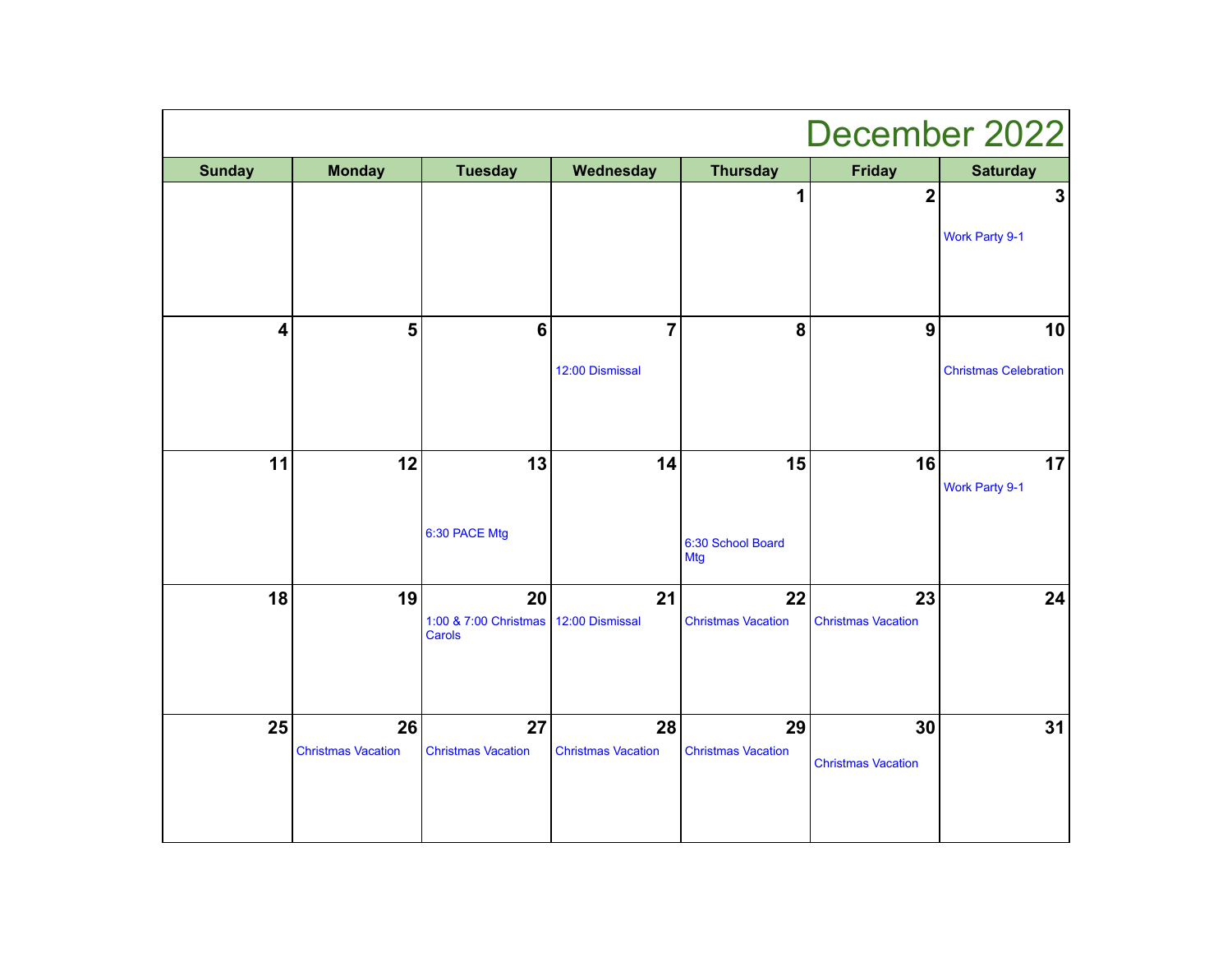# December 2022

| Sunday | Monday | Tuesday | Wednesday | Thursday | Friday | Saturday |
| --- | --- | --- | --- | --- | --- | --- |
| | | | | 1 | 2 | 3<br>Work Party 9-1 |
| 4 | 5 | 6 | 7<br>12:00 Dismissal | 8 | 9 | 10<br>Christmas Celebration |
| 11 | 12 | 13<br>6:30 PACE Mtg | 14 | 15<br>6:30 School Board Mtg | 16 | 17<br>Work Party 9-1 |
| 18 | 19 | 20<br>1:00 & 7:00 Christmas Carols | 21<br>12:00 Dismissal | 22<br>Christmas Vacation | 23<br>Christmas Vacation | 24 |
| 25 | 26<br>Christmas Vacation | 27<br>Christmas Vacation | 28<br>Christmas Vacation | 29<br>Christmas Vacation | 30<br>Christmas Vacation | 31 |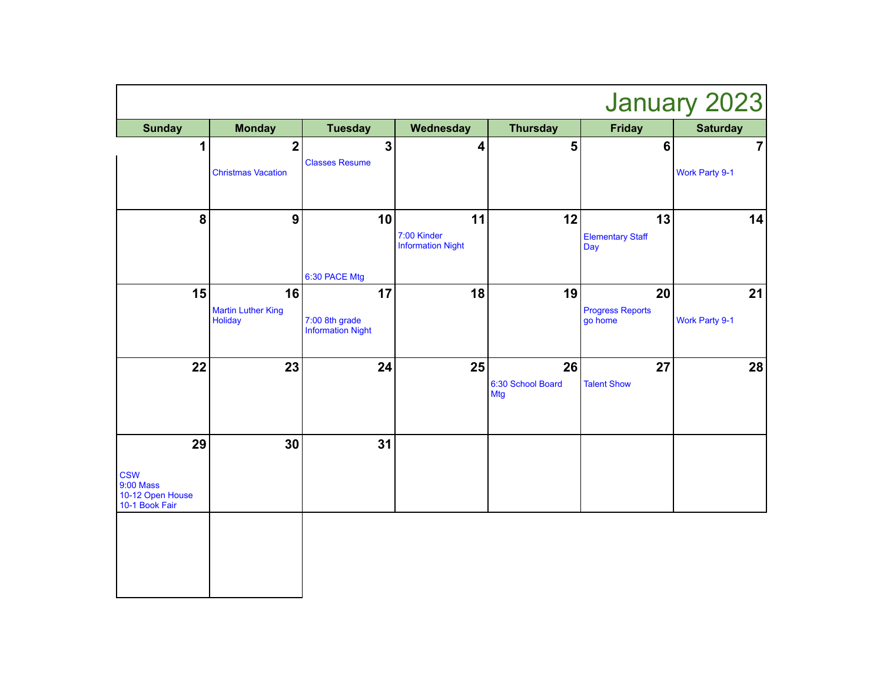# January 2023

| Sunday | Monday | Tuesday | Wednesday | Thursday | Friday | Saturday |
|---|---|---|---|---|---|---|
| 1 | 2<br>Christmas Vacation | 3<br>Classes Resume | 4 | 5 | 6 | 7<br>Work Party 9-1 |
| 8 | 9 | 10<br>6:30 PACE Mtg | 11<br>7:00 Kinder Information Night | 12 | 13<br>Elementary Staff Day | 14 |
| 15 | 16<br>Martin Luther King Holiday | 17<br>7:00 8th grade Information Night | 18 | 19 | 20<br>Progress Reports go home | 21<br>Work Party 9-1 |
| 22 | 23 | 24 | 25 | 26<br>6:30 School Board Mtg | 27<br>Talent Show | 28 |
| 29<br>CSW<br>9:00 Mass<br>10-12 Open House<br>10-1 Book Fair | 30 | 31 | | | | |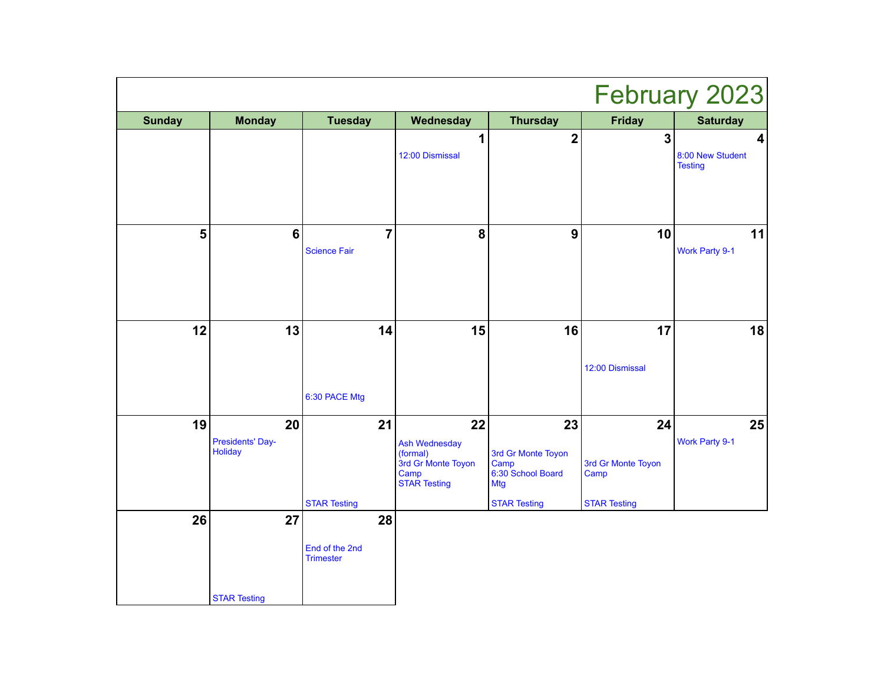# February 2023

| Sunday | Monday | Tuesday | Wednesday | Thursday | Friday | Saturday |
|---|---|---|---|---|---|---|
| | | | 1<br>12:00 Dismissal | 2 | 3 | 4<br>8:00 New Student Testing |
| 5 | 6 | 7<br>Science Fair | 8 | 9 | 10 | 11<br>Work Party 9-1 |
| 12 | 13 | 14<br>6:30 PACE Mtg | 15 | 16 | 17<br>12:00 Dismissal | 18 |
| 19 | 20<br>Presidents' Day-Holiday | 21<br>STAR Testing | 22<br>Ash Wednesday (formal)<br>3rd Gr Monte Toyon Camp<br>STAR Testing | 23<br>3rd Gr Monte Toyon Camp<br>6:30 School Board Mtg<br>STAR Testing | 24<br>3rd Gr Monte Toyon Camp<br>STAR Testing | 25<br>Work Party 9-1 |
| 26 | 27<br>STAR Testing | 28<br>End of the 2nd Trimester | | | | |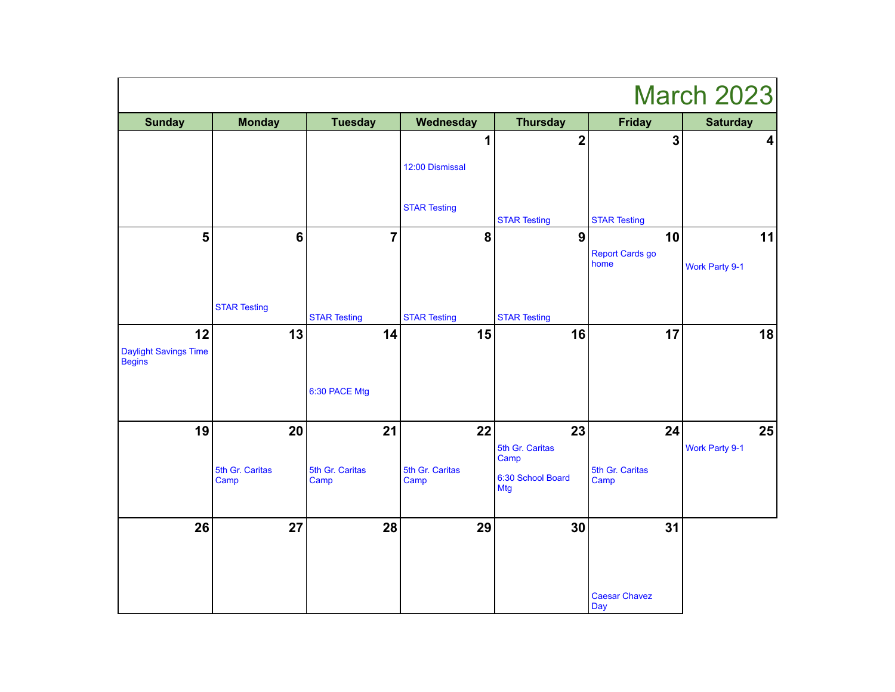# March 2023

| Sunday | Monday | Tuesday | Wednesday | Thursday | Friday | Saturday |
|---|---|---|---|---|---|---|
| | | | 1<br>12:00 Dismissal<br>STAR Testing | 2<br>STAR Testing | 3<br>STAR Testing | 4 |
| 5 | 6<br>STAR Testing | 7<br>STAR Testing | 8<br>STAR Testing | 9<br>STAR Testing | 10<br>Report Cards go home | 11<br>Work Party 9-1 |
| 12<br>Daylight Savings Time Begins | 13 | 14<br>6:30 PACE Mtg | 15 | 16 | 17 | 18 |
| 19 | 20<br>5th Gr. Caritas Camp | 21<br>5th Gr. Caritas Camp | 22<br>5th Gr. Caritas Camp | 23<br>5th Gr. Caritas Camp<br>6:30 School Board Mtg | 24<br>5th Gr. Caritas Camp | 25<br>Work Party 9-1 |
| 26 | 27 | 28 | 29 | 30 | 31<br>Caesar Chavez Day | |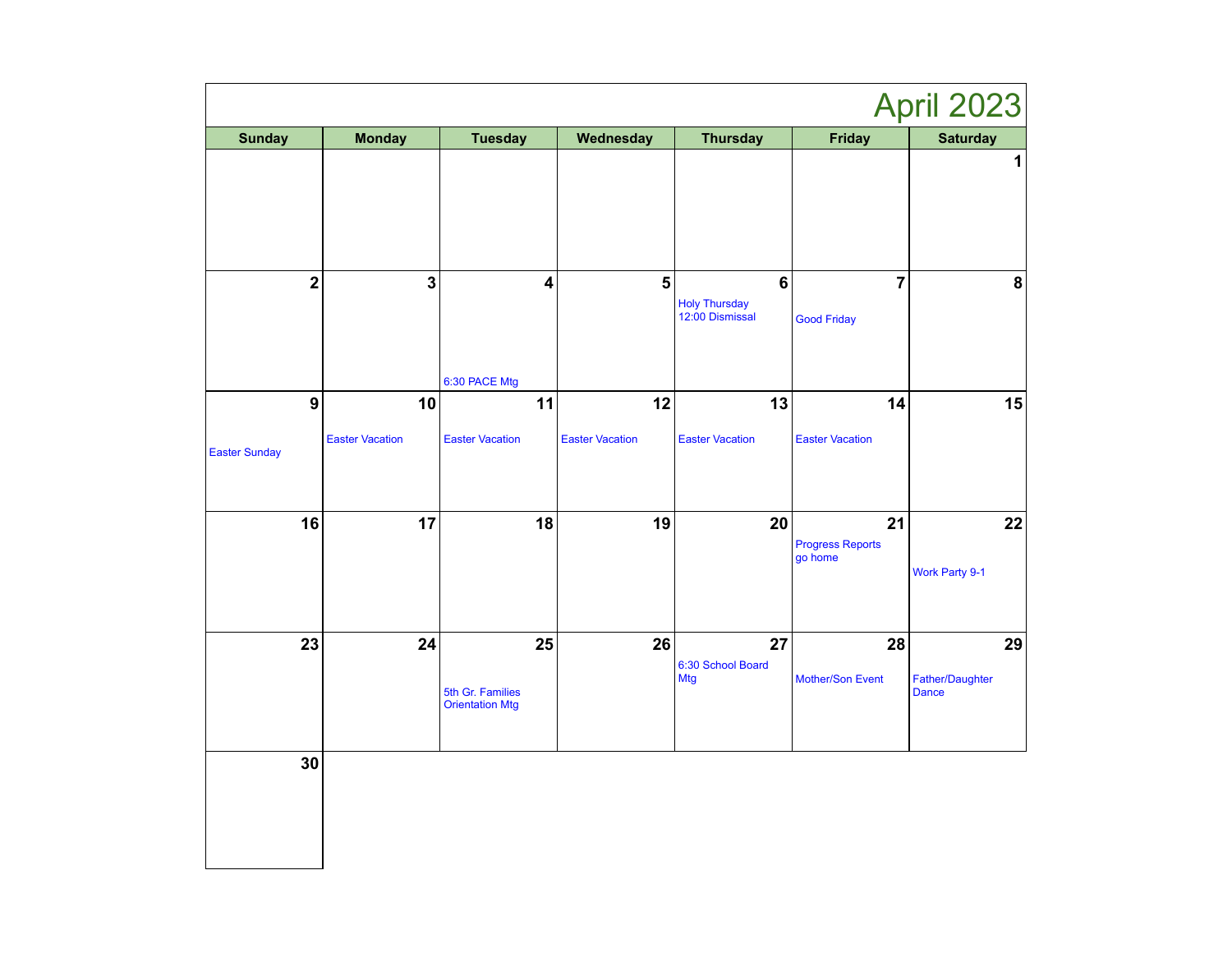# April 2023

| Sunday | Monday | Tuesday | Wednesday | Thursday | Friday | Saturday |
|---|---|---|---|---|---|---|
| | | | | | | 1 |
| 2 | 3 | 4<br>6:30 PACE Mtg | 5 | 6<br>Holy Thursday<br>12:00 Dismissal | 7<br>Good Friday | 8 |
| 9<br>Easter Sunday | 10<br>Easter Vacation | 11<br>Easter Vacation | 12<br>Easter Vacation | 13<br>Easter Vacation | 14<br>Easter Vacation | 15 |
| 16 | 17 | 18 | 19 | 20 | 21<br>Progress Reports go home | 22<br>Work Party 9-1 |
| 23 | 24 | 25<br>5th Gr. Families Orientation Mtg | 26 | 27<br>6:30 School Board Mtg | 28<br>Mother/Son Event | 29<br>Father/Daughter Dance |
| 30 | | | | | | |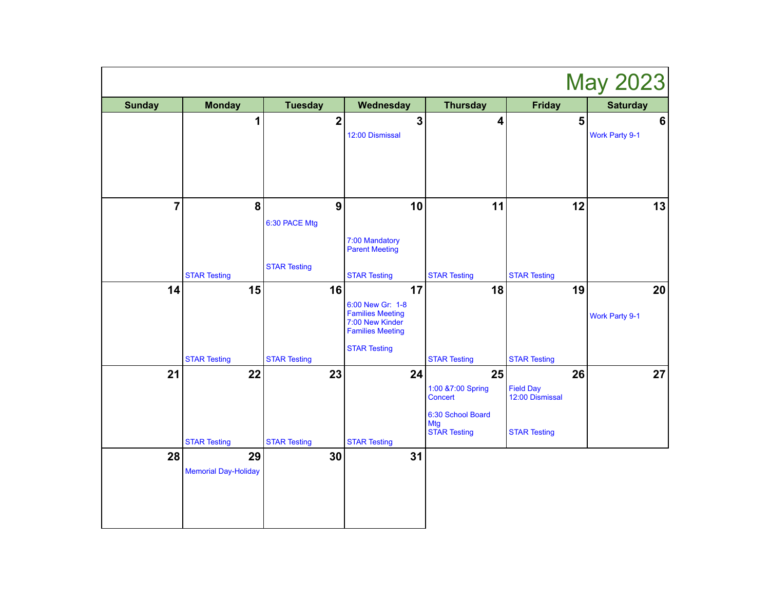# May 2023

| Sunday | Monday | Tuesday | Wednesday | Thursday | Friday | Saturday |
|---|---|---|---|---|---|---|
| | 1 | 2 | 3<br>12:00 Dismissal | 4 | 5 | 6<br>Work Party 9-1 |
| 7 | 8<br>STAR Testing | 9<br>6:30 PACE Mtg<br>STAR Testing | 10<br>7:00 Mandatory Parent Meeting<br>STAR Testing | 11<br>STAR Testing | 12<br>STAR Testing | 13 |
| 14 | 15<br>STAR Testing | 16<br>STAR Testing | 17<br>6:00 New Gr: 1-8 Families Meeting<br>7:00 New Kinder Families Meeting<br>STAR Testing | 18<br>STAR Testing | 19<br>STAR Testing | 20<br>Work Party 9-1 |
| 21 | 22<br>STAR Testing | 23<br>STAR Testing | 24<br>STAR Testing | 25<br>1:00 &7:00 Spring Concert<br>6:30 School Board Mtg<br>STAR Testing | 26<br>Field Day<br>12:00 Dismissal<br>STAR Testing | 27 |
| 28 | 29<br>Memorial Day-Holiday | 30 | 31 | | | |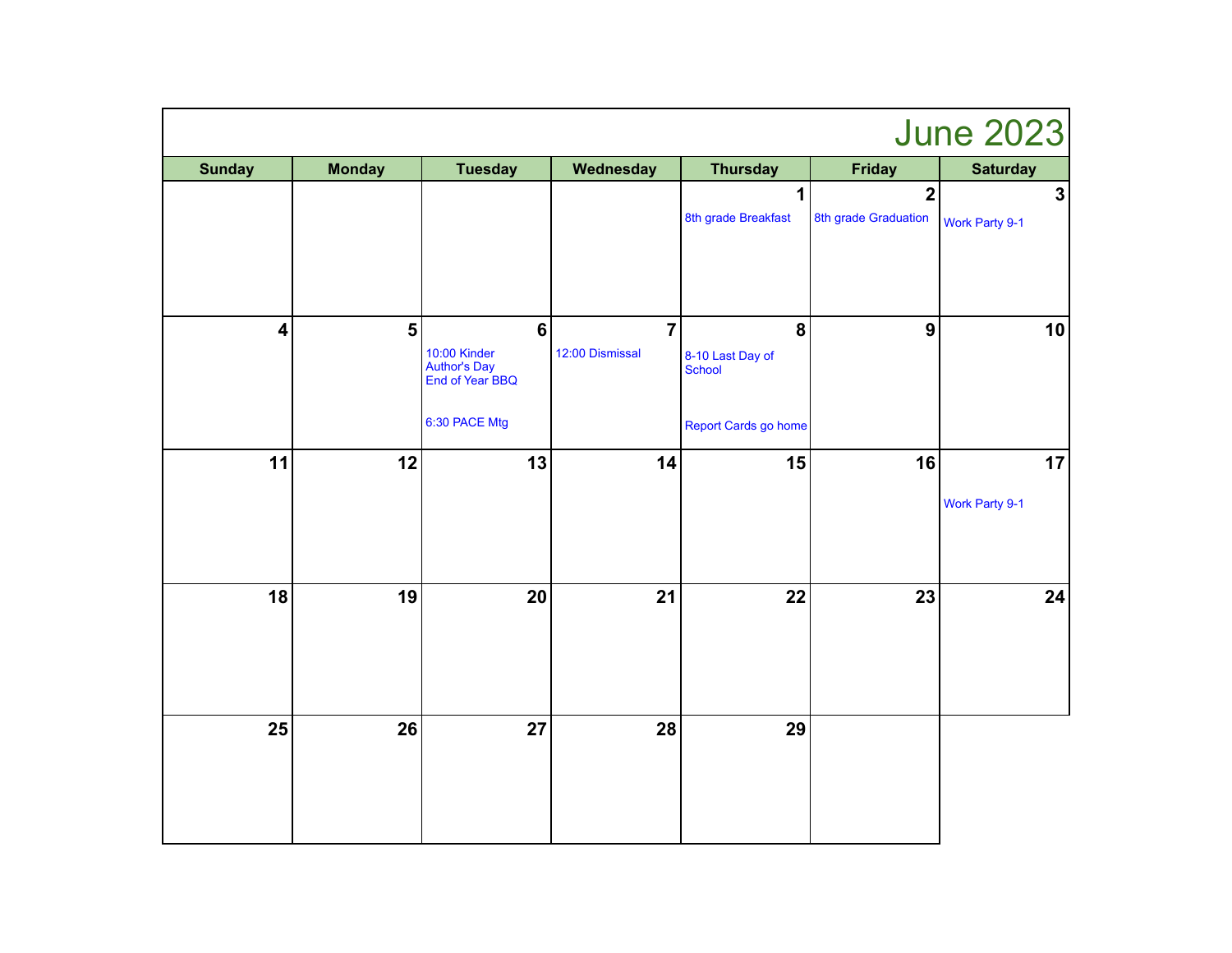# June 2023

| Sunday | Monday | Tuesday | Wednesday | Thursday | Friday | Saturday |
|---|---|---|---|---|---|---|
| | | | | 1 8th grade Breakfast | 2 8th grade Graduation | 3 Work Party 9-1 |
| 4 | 5 | 6 10:00 Kinder Author's Day End of Year BBQ 6:30 PACE Mtg | 7 12:00 Dismissal | 8 8-10 Last Day of School Report Cards go home | 9 | 10 |
| 11 | 12 | 13 | 14 | 15 | 16 | 17 Work Party 9-1 |
| 18 | 19 | 20 | 21 | 22 | 23 | 24 |
| 25 | 26 | 27 | 28 | 29 | | |